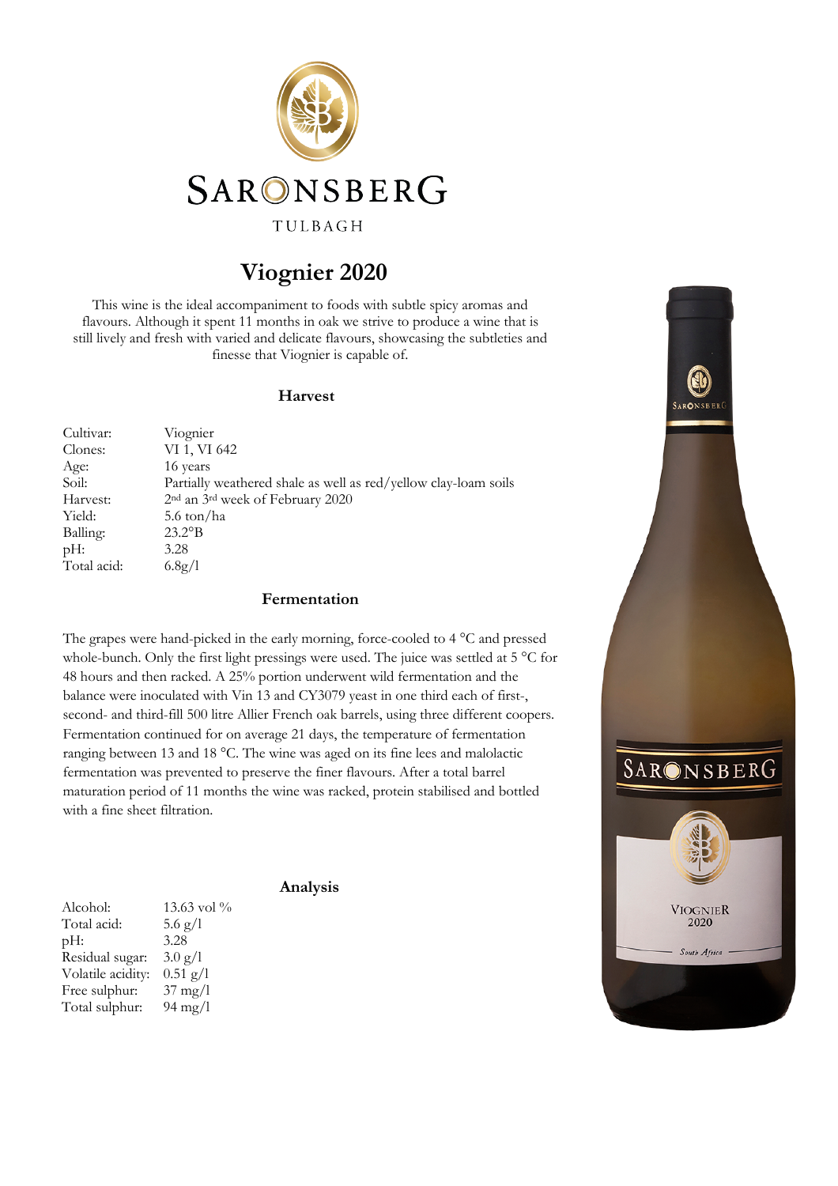SARONSBERG

TULBAGH

# Viognier 2020

This wine is the ideal accompaniment to foods with subtle spicy aromas and flavours. Although it spent 11 months in oak we strive to produce a wine that is still lively and fresh with varied and delicate flavours, showcasing the subtleties and finesse that Viognier is capable of.

## Harvest

| | |
|---|---|
| Cultivar: | Viognier |
| Clones: | VI 1, VI 642 |
| Age: | 16 years |
| Soil: | Partially weathered shale as well as red/yellow clay-loam soils |
| Harvest: | 2nd an 3rd week of February 2020 |
| Yield: | 5.6 ton/ha |
| Balling: | 23.2°B |
| pH: | 3.28 |
| Total acid: | 6.8g/l |

## Fermentation

The grapes were hand-picked in the early morning, force-cooled to 4 °C and pressed whole-bunch. Only the first light pressings were used. The juice was settled at 5 °C for 48 hours and then racked. A 25% portion underwent wild fermentation and the balance were inoculated with Vin 13 and CY3079 yeast in one third each of first-, second- and third-fill 500 litre Allier French oak barrels, using three different coopers. Fermentation continued for on average 21 days, the temperature of fermentation ranging between 13 and 18 °C. The wine was aged on its fine lees and malolactic fermentation was prevented to preserve the finer flavours. After a total barrel maturation period of 11 months the wine was racked, protein stabilised and bottled with a fine sheet filtration.

## Analysis

| | |
|---|---|
| Alcohol: | 13.63 vol % |
| Total acid: | 5.6 g/l |
| pH: | 3.28 |
| Residual sugar: | 3.0 g/l |
| Volatile acidity: | 0.51 g/l |
| Free sulphur: | 37 mg/l |
| Total sulphur: | 94 mg/l |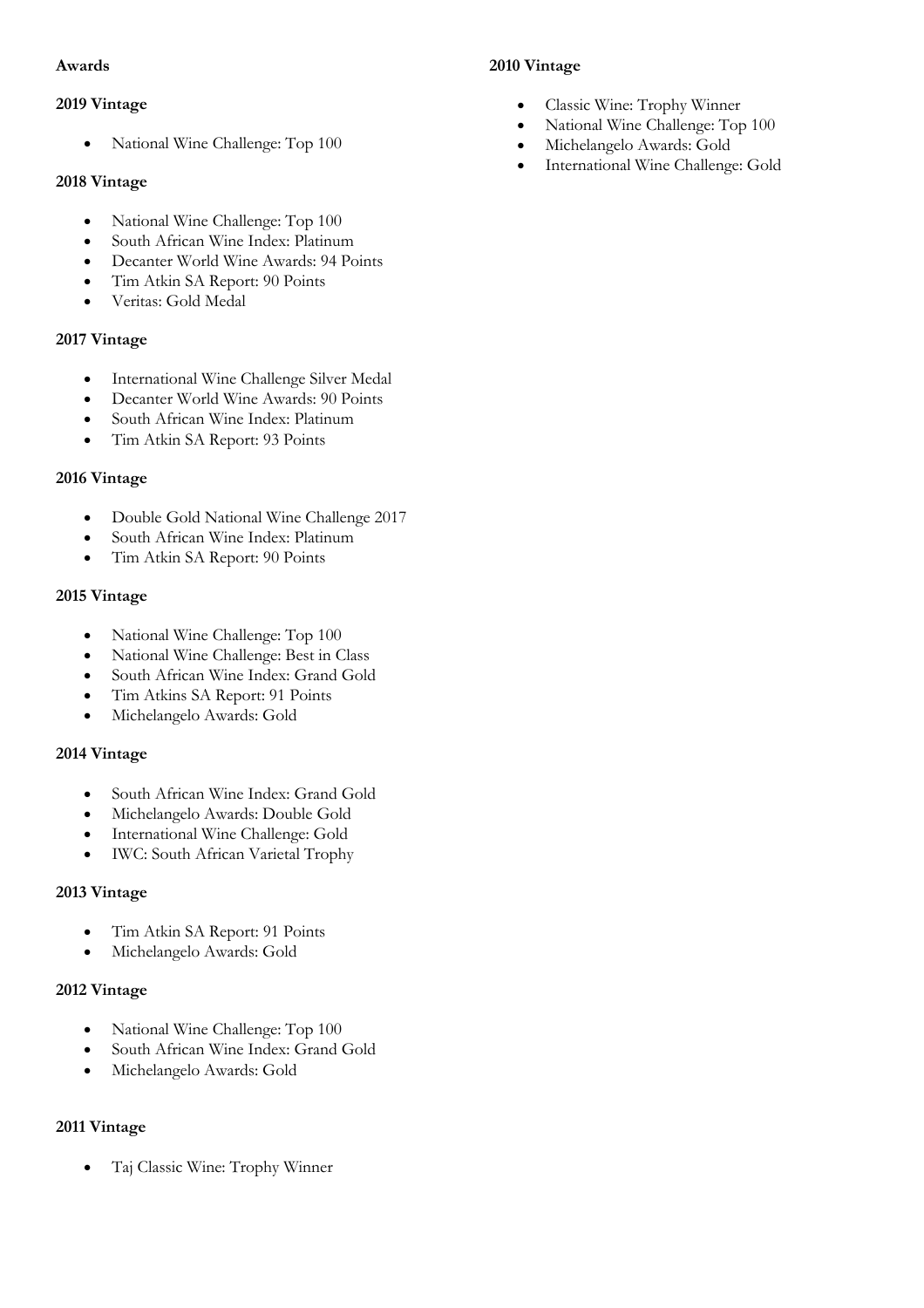**Awards**

**2019 Vintage**

- National Wine Challenge: Top 100

**2018 Vintage**

- National Wine Challenge: Top 100
- South African Wine Index: Platinum
- Decanter World Wine Awards: 94 Points
- Tim Atkin SA Report: 90 Points
- Veritas: Gold Medal

**2017 Vintage**

- International Wine Challenge Silver Medal
- Decanter World Wine Awards: 90 Points
- South African Wine Index: Platinum
- Tim Atkin SA Report: 93 Points

**2016 Vintage**

- Double Gold National Wine Challenge 2017
- South African Wine Index: Platinum
- Tim Atkin SA Report: 90 Points

**2015 Vintage**

- National Wine Challenge: Top 100
- National Wine Challenge: Best in Class
- South African Wine Index: Grand Gold
- Tim Atkins SA Report: 91 Points
- Michelangelo Awards: Gold

**2014 Vintage**

- South African Wine Index: Grand Gold
- Michelangelo Awards: Double Gold
- International Wine Challenge: Gold
- IWC: South African Varietal Trophy

**2013 Vintage**

- Tim Atkin SA Report: 91 Points
- Michelangelo Awards: Gold

**2012 Vintage**

- National Wine Challenge: Top 100
- South African Wine Index: Grand Gold
- Michelangelo Awards: Gold

**2011 Vintage**

- Taj Classic Wine: Trophy Winner

**2010 Vintage**

- Classic Wine: Trophy Winner
- National Wine Challenge: Top 100
- Michelangelo Awards: Gold
- International Wine Challenge: Gold